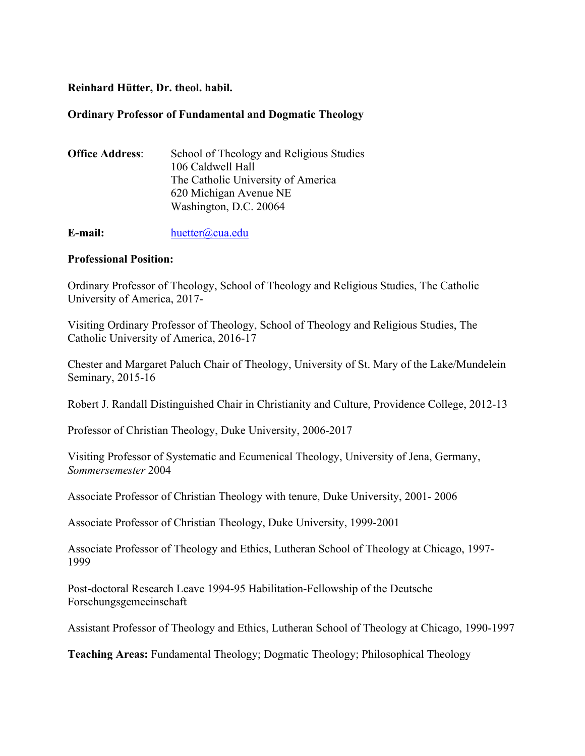**Reinhard Hütter, Dr. theol. habil.**

**Ordinary Professor of Fundamental and Dogmatic Theology**

**Office Address**: School of Theology and Religious Studies
106 Caldwell Hall
The Catholic University of America
620 Michigan Avenue NE
Washington, D.C. 20064

**E-mail:** huetter@cua.edu

**Professional Position:**

Ordinary Professor of Theology, School of Theology and Religious Studies, The Catholic University of America, 2017-

Visiting Ordinary Professor of Theology, School of Theology and Religious Studies, The Catholic University of America, 2016-17

Chester and Margaret Paluch Chair of Theology, University of St. Mary of the Lake/Mundelein Seminary, 2015-16

Robert J. Randall Distinguished Chair in Christianity and Culture, Providence College, 2012-13

Professor of Christian Theology, Duke University, 2006-2017

Visiting Professor of Systematic and Ecumenical Theology, University of Jena, Germany, *Sommersemester* 2004

Associate Professor of Christian Theology with tenure, Duke University, 2001- 2006

Associate Professor of Christian Theology, Duke University, 1999-2001

Associate Professor of Theology and Ethics, Lutheran School of Theology at Chicago, 1997-1999

Post-doctoral Research Leave 1994-95 Habilitation-Fellowship of the Deutsche Forschungsgemeeinschaft

Assistant Professor of Theology and Ethics, Lutheran School of Theology at Chicago, 1990-1997

**Teaching Areas:** Fundamental Theology; Dogmatic Theology; Philosophical Theology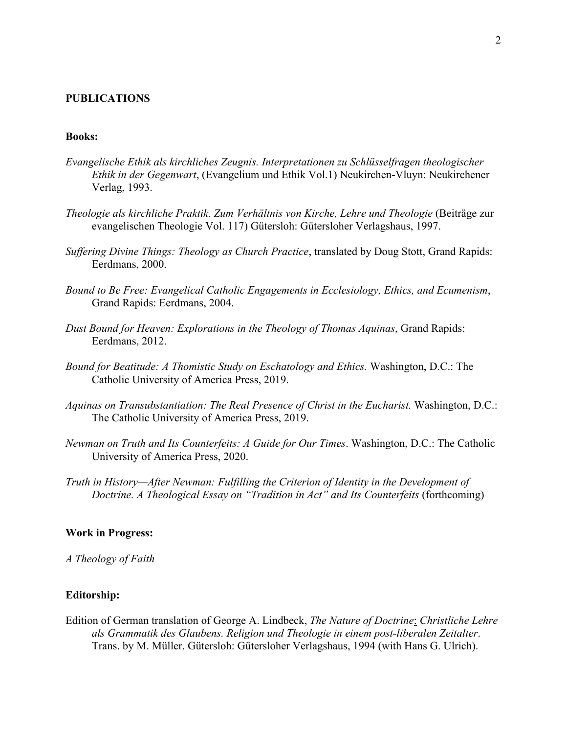## PUBLICATIONS

### Books:

*Evangelische Ethik als kirchliches Zeugnis. Interpretationen zu Schlüsselfragen theologischer Ethik in der Gegenwart*, (Evangelium und Ethik Vol.1) Neukirchen-Vluyn: Neukirchener Verlag, 1993.

*Theologie als kirchliche Praktik. Zum Verhältnis von Kirche, Lehre und Theologie* (Beiträge zur evangelischen Theologie Vol. 117) Gütersloh: Gütersloher Verlagshaus, 1997.

*Suffering Divine Things: Theology as Church Practice*, translated by Doug Stott, Grand Rapids: Eerdmans, 2000.

*Bound to Be Free: Evangelical Catholic Engagements in Ecclesiology, Ethics, and Ecumenism*, Grand Rapids: Eerdmans, 2004.

*Dust Bound for Heaven: Explorations in the Theology of Thomas Aquinas*, Grand Rapids: Eerdmans, 2012.

*Bound for Beatitude: A Thomistic Study on Eschatology and Ethics.* Washington, D.C.: The Catholic University of America Press, 2019.

*Aquinas on Transubstantiation: The Real Presence of Christ in the Eucharist.* Washington, D.C.: The Catholic University of America Press, 2019.

*Newman on Truth and Its Counterfeits: A Guide for Our Times*. Washington, D.C.: The Catholic University of America Press, 2020.

*Truth in History—After Newman: Fulfilling the Criterion of Identity in the Development of Doctrine. A Theological Essay on "Tradition in Act" and Its Counterfeits* (forthcoming)

### Work in Progress:

*A Theology of Faith*

### Editorship:

Edition of German translation of George A. Lindbeck, *The Nature of Doctrine*: *Christliche Lehre als Grammatik des Glaubens. Religion und Theologie in einem post-liberalen Zeitalter*. Trans. by M. Müller. Gütersloh: Gütersloher Verlagshaus, 1994 (with Hans G. Ulrich).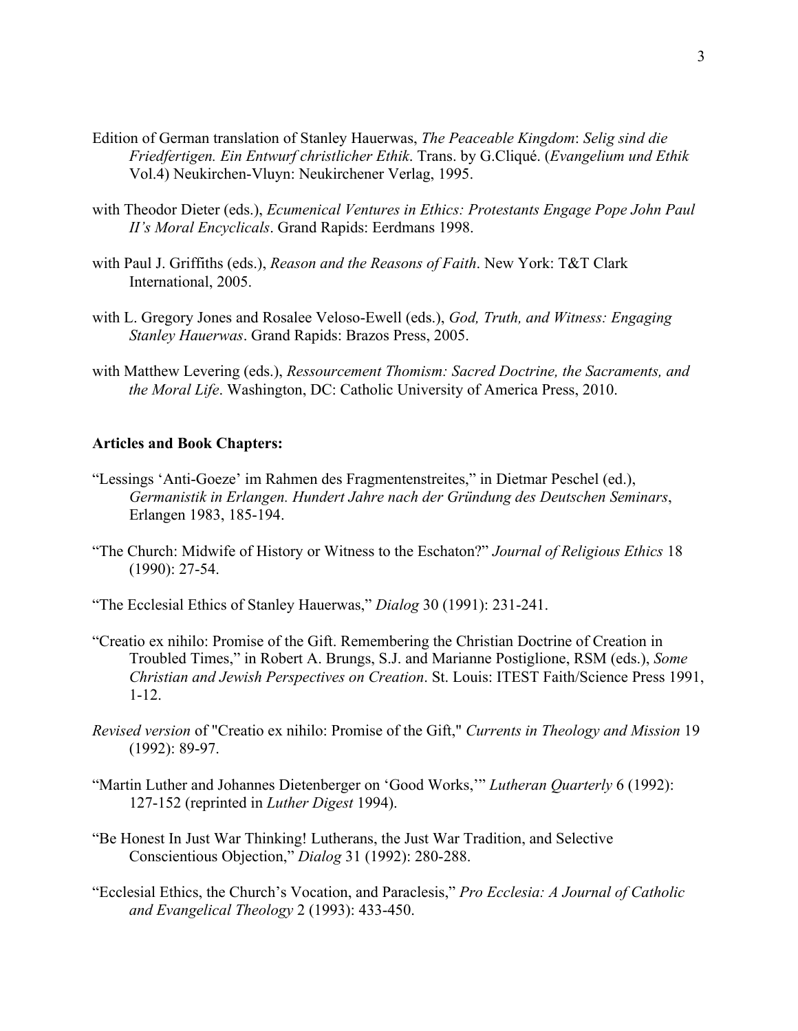Edition of German translation of Stanley Hauerwas, *The Peaceable Kingdom*: *Selig sind die Friedfertigen. Ein Entwurf christlicher Ethik*. Trans. by G.Cliqué. (*Evangelium und Ethik* Vol.4) Neukirchen-Vluyn: Neukirchener Verlag, 1995.

with Theodor Dieter (eds.), *Ecumenical Ventures in Ethics: Protestants Engage Pope John Paul II's Moral Encyclicals*. Grand Rapids: Eerdmans 1998.

with Paul J. Griffiths (eds.), *Reason and the Reasons of Faith*. New York: T&T Clark International, 2005.

with L. Gregory Jones and Rosalee Veloso-Ewell (eds.), *God, Truth, and Witness: Engaging Stanley Hauerwas*. Grand Rapids: Brazos Press, 2005.

with Matthew Levering (eds.), *Ressourcement Thomism: Sacred Doctrine, the Sacraments, and the Moral Life*. Washington, DC: Catholic University of America Press, 2010.

**Articles and Book Chapters:**

"Lessings 'Anti-Goeze' im Rahmen des Fragmentenstreites," in Dietmar Peschel (ed.), *Germanistik in Erlangen. Hundert Jahre nach der Gründung des Deutschen Seminars*, Erlangen 1983, 185-194.

"The Church: Midwife of History or Witness to the Eschaton?" *Journal of Religious Ethics* 18 (1990): 27-54.

"The Ecclesial Ethics of Stanley Hauerwas," *Dialog* 30 (1991): 231-241.

"Creatio ex nihilo: Promise of the Gift. Remembering the Christian Doctrine of Creation in Troubled Times," in Robert A. Brungs, S.J. and Marianne Postiglione, RSM (eds.), *Some Christian and Jewish Perspectives on Creation*. St. Louis: ITEST Faith/Science Press 1991, 1-12.

*Revised version* of "Creatio ex nihilo: Promise of the Gift," *Currents in Theology and Mission* 19 (1992): 89-97.

"Martin Luther and Johannes Dietenberger on 'Good Works,'" *Lutheran Quarterly* 6 (1992): 127-152 (reprinted in *Luther Digest* 1994).

"Be Honest In Just War Thinking! Lutherans, the Just War Tradition, and Selective Conscientious Objection," *Dialog* 31 (1992): 280-288.

"Ecclesial Ethics, the Church's Vocation, and Paraclesis," *Pro Ecclesia: A Journal of Catholic and Evangelical Theology* 2 (1993): 433-450.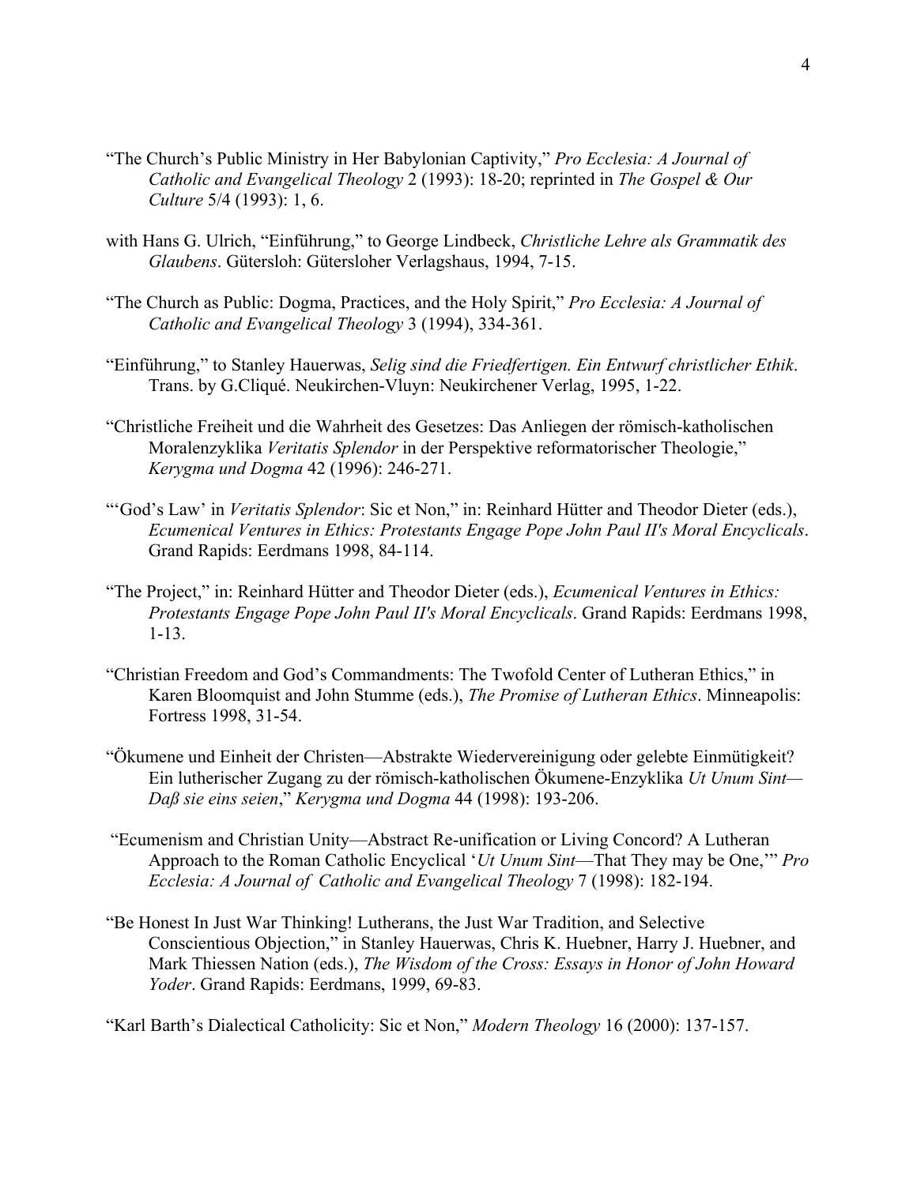"The Church's Public Ministry in Her Babylonian Captivity," *Pro Ecclesia: A Journal of Catholic and Evangelical Theology* 2 (1993): 18-20; reprinted in *The Gospel & Our Culture* 5/4 (1993): 1, 6.

with Hans G. Ulrich, "Einführung," to George Lindbeck, *Christliche Lehre als Grammatik des Glaubens*. Gütersloh: Gütersloher Verlagshaus, 1994, 7-15.

"The Church as Public: Dogma, Practices, and the Holy Spirit," *Pro Ecclesia: A Journal of Catholic and Evangelical Theology* 3 (1994), 334-361.

"Einführung," to Stanley Hauerwas, *Selig sind die Friedfertigen. Ein Entwurf christlicher Ethik*. Trans. by G.Cliqué. Neukirchen-Vluyn: Neukirchener Verlag, 1995, 1-22.

"Christliche Freiheit und die Wahrheit des Gesetzes: Das Anliegen der römisch-katholischen Moralenzyklika *Veritatis Splendor* in der Perspektive reformatorischer Theologie," *Kerygma und Dogma* 42 (1996): 246-271.

"'God's Law' in *Veritatis Splendor*: Sic et Non," in: Reinhard Hütter and Theodor Dieter (eds.), *Ecumenical Ventures in Ethics: Protestants Engage Pope John Paul II's Moral Encyclicals*. Grand Rapids: Eerdmans 1998, 84-114.

"The Project," in: Reinhard Hütter and Theodor Dieter (eds.), *Ecumenical Ventures in Ethics: Protestants Engage Pope John Paul II's Moral Encyclicals*. Grand Rapids: Eerdmans 1998, 1-13.

"Christian Freedom and God's Commandments: The Twofold Center of Lutheran Ethics," in Karen Bloomquist and John Stumme (eds.), *The Promise of Lutheran Ethics*. Minneapolis: Fortress 1998, 31-54.

"Ökumene und Einheit der Christen—Abstrakte Wiedervereinigung oder gelebte Einmütigkeit? Ein lutherischer Zugang zu der römisch-katholischen Ökumene-Enzyklika *Ut Unum Sint—Daß sie eins seien*," *Kerygma und Dogma* 44 (1998): 193-206.

"Ecumenism and Christian Unity—Abstract Re-unification or Living Concord? A Lutheran Approach to the Roman Catholic Encyclical '*Ut Unum Sint*—That They may be One,'" *Pro Ecclesia: A Journal of Catholic and Evangelical Theology* 7 (1998): 182-194.

"Be Honest In Just War Thinking! Lutherans, the Just War Tradition, and Selective Conscientious Objection," in Stanley Hauerwas, Chris K. Huebner, Harry J. Huebner, and Mark Thiessen Nation (eds.), *The Wisdom of the Cross: Essays in Honor of John Howard Yoder*. Grand Rapids: Eerdmans, 1999, 69-83.

"Karl Barth's Dialectical Catholicity: Sic et Non," *Modern Theology* 16 (2000): 137-157.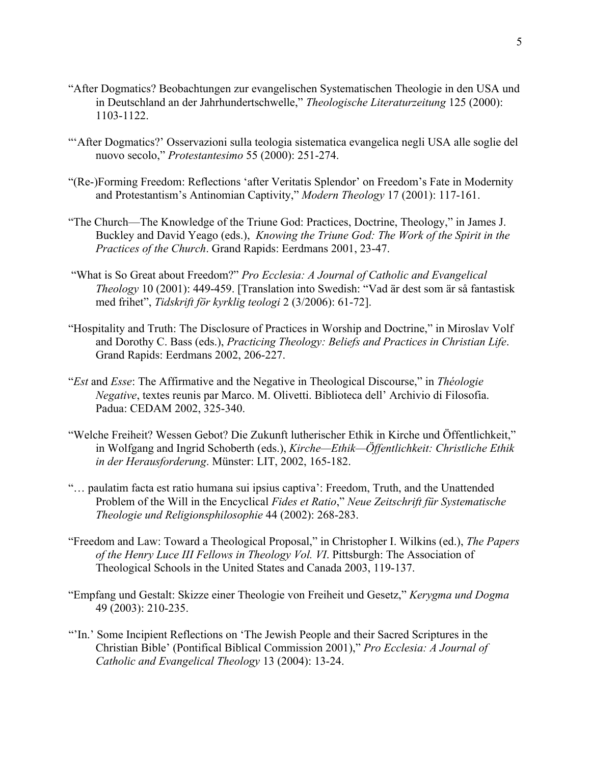"After Dogmatics? Beobachtungen zur evangelischen Systematischen Theologie in den USA und in Deutschland an der Jahrhundertschwelle," *Theologische Literaturzeitung* 125 (2000): 1103-1122.

"'After Dogmatics?' Osservazioni sulla teologia sistematica evangelica negli USA alle soglie del nuovo secolo," *Protestantesimo* 55 (2000): 251-274.

"(Re-)Forming Freedom: Reflections 'after Veritatis Splendor' on Freedom's Fate in Modernity and Protestantism's Antinomian Captivity," *Modern Theology* 17 (2001): 117-161.

"The Church—The Knowledge of the Triune God: Practices, Doctrine, Theology," in James J. Buckley and David Yeago (eds.), *Knowing the Triune God: The Work of the Spirit in the Practices of the Church*. Grand Rapids: Eerdmans 2001, 23-47.

"What is So Great about Freedom?" *Pro Ecclesia: A Journal of Catholic and Evangelical Theology* 10 (2001): 449-459. [Translation into Swedish: "Vad är dest som är så fantastisk med frihet", *Tidskrift för kyrklig teologi* 2 (3/2006): 61-72].

"Hospitality and Truth: The Disclosure of Practices in Worship and Doctrine," in Miroslav Volf and Dorothy C. Bass (eds.), *Practicing Theology: Beliefs and Practices in Christian Life*. Grand Rapids: Eerdmans 2002, 206-227.

"*Est* and *Esse*: The Affirmative and the Negative in Theological Discourse," in *Théologie Negative*, textes reunis par Marco. M. Olivetti. Biblioteca dell' Archivio di Filosofia. Padua: CEDAM 2002, 325-340.

"Welche Freiheit? Wessen Gebot? Die Zukunft lutherischer Ethik in Kirche und Öffentlichkeit," in Wolfgang and Ingrid Schoberth (eds.), *Kirche—Ethik—Öffentlichkeit: Christliche Ethik in der Herausforderung*. Münster: LIT, 2002, 165-182.

"… paulatim facta est ratio humana sui ipsius captiva': Freedom, Truth, and the Unattended Problem of the Will in the Encyclical *Fides et Ratio*," *Neue Zeitschrift für Systematische Theologie und Religionsphilosophie* 44 (2002): 268-283.

"Freedom and Law: Toward a Theological Proposal," in Christopher I. Wilkins (ed.), *The Papers of the Henry Luce III Fellows in Theology Vol. VI*. Pittsburgh: The Association of Theological Schools in the United States and Canada 2003, 119-137.

"Empfang und Gestalt: Skizze einer Theologie von Freiheit und Gesetz," *Kerygma und Dogma* 49 (2003): 210-235.

"'In.' Some Incipient Reflections on 'The Jewish People and their Sacred Scriptures in the Christian Bible' (Pontifical Biblical Commission 2001)," *Pro Ecclesia: A Journal of Catholic and Evangelical Theology* 13 (2004): 13-24.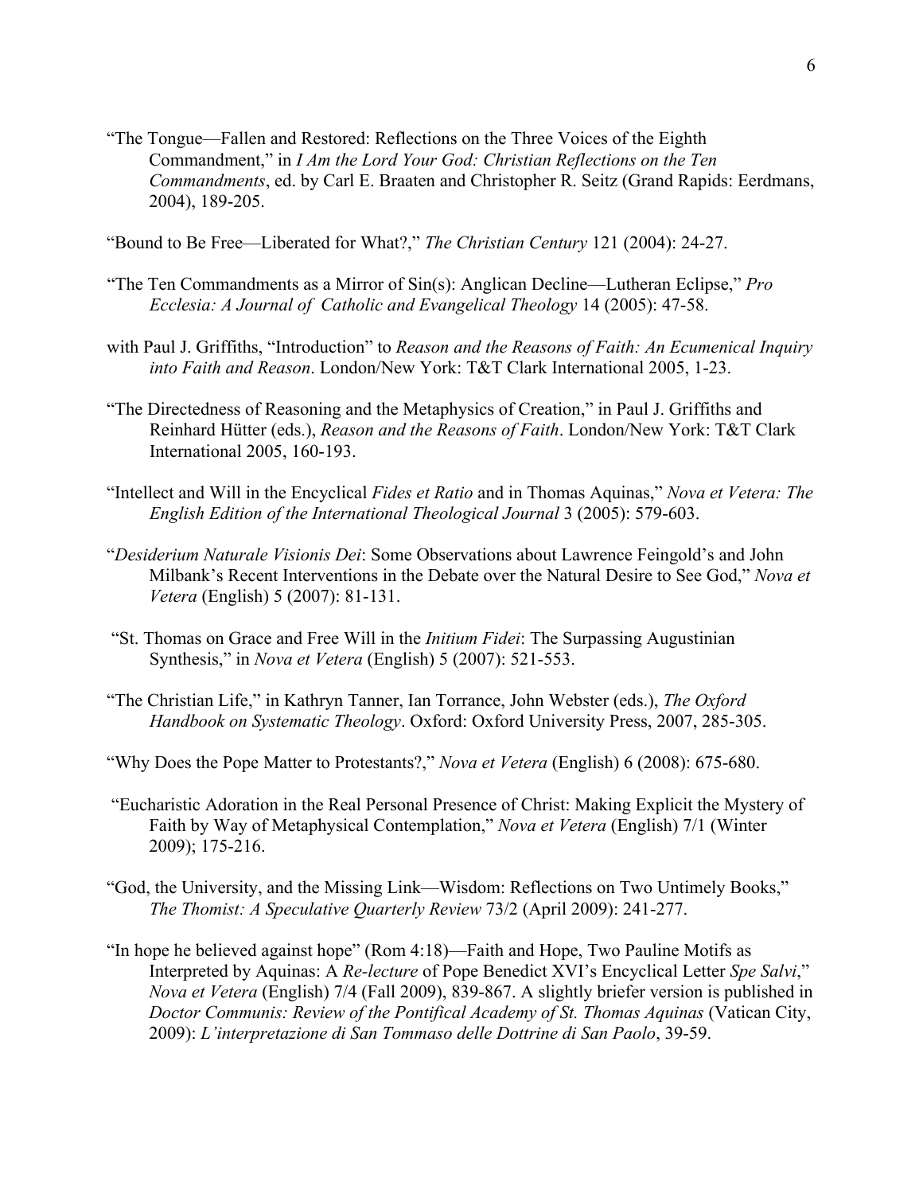"The Tongue—Fallen and Restored: Reflections on the Three Voices of the Eighth Commandment," in *I Am the Lord Your God: Christian Reflections on the Ten Commandments*, ed. by Carl E. Braaten and Christopher R. Seitz (Grand Rapids: Eerdmans, 2004), 189-205.

"Bound to Be Free—Liberated for What?," *The Christian Century* 121 (2004): 24-27.

"The Ten Commandments as a Mirror of Sin(s): Anglican Decline—Lutheran Eclipse," *Pro Ecclesia: A Journal of Catholic and Evangelical Theology* 14 (2005): 47-58.

with Paul J. Griffiths, "Introduction" to *Reason and the Reasons of Faith: An Ecumenical Inquiry into Faith and Reason*. London/New York: T&T Clark International 2005, 1-23.

"The Directedness of Reasoning and the Metaphysics of Creation," in Paul J. Griffiths and Reinhard Hütter (eds.), *Reason and the Reasons of Faith*. London/New York: T&T Clark International 2005, 160-193.

"Intellect and Will in the Encyclical *Fides et Ratio* and in Thomas Aquinas," *Nova et Vetera: The English Edition of the International Theological Journal* 3 (2005): 579-603.

"*Desiderium Naturale Visionis Dei*: Some Observations about Lawrence Feingold's and John Milbank's Recent Interventions in the Debate over the Natural Desire to See God," *Nova et Vetera* (English) 5 (2007): 81-131.

"St. Thomas on Grace and Free Will in the *Initium Fidei*: The Surpassing Augustinian Synthesis," in *Nova et Vetera* (English) 5 (2007): 521-553.

"The Christian Life," in Kathryn Tanner, Ian Torrance, John Webster (eds.), *The Oxford Handbook on Systematic Theology*. Oxford: Oxford University Press, 2007, 285-305.

"Why Does the Pope Matter to Protestants?," *Nova et Vetera* (English) 6 (2008): 675-680.

"Eucharistic Adoration in the Real Personal Presence of Christ: Making Explicit the Mystery of Faith by Way of Metaphysical Contemplation," *Nova et Vetera* (English) 7/1 (Winter 2009); 175-216.

"God, the University, and the Missing Link—Wisdom: Reflections on Two Untimely Books," *The Thomist: A Speculative Quarterly Review* 73/2 (April 2009): 241-277.

"In hope he believed against hope" (Rom 4:18)—Faith and Hope, Two Pauline Motifs as Interpreted by Aquinas: A *Re-lecture* of Pope Benedict XVI's Encyclical Letter *Spe Salvi*," *Nova et Vetera* (English) 7/4 (Fall 2009), 839-867. A slightly briefer version is published in *Doctor Communis: Review of the Pontifical Academy of St. Thomas Aquinas* (Vatican City, 2009): *L'interpretazione di San Tommaso delle Dottrine di San Paolo*, 39-59.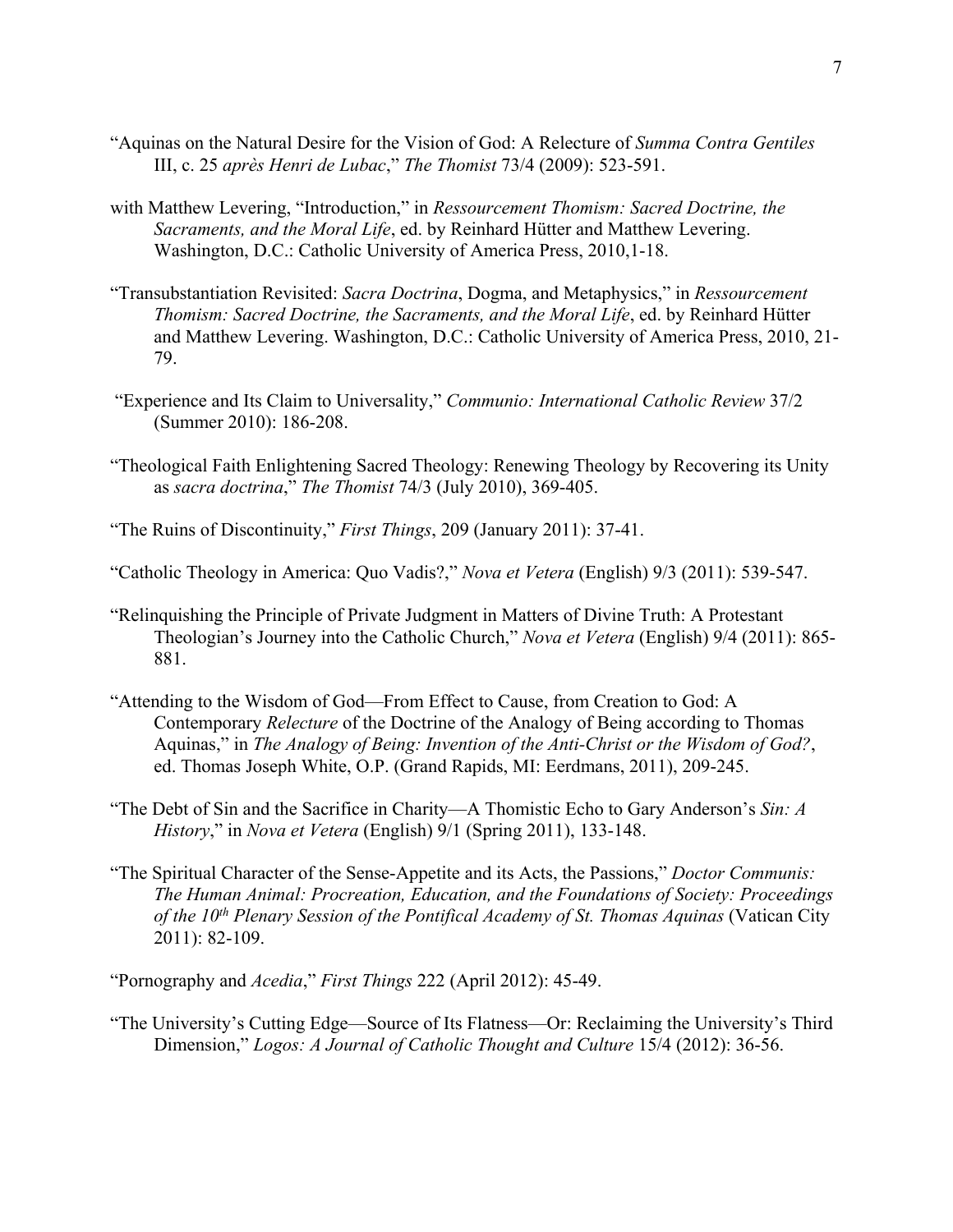"Aquinas on the Natural Desire for the Vision of God: A Relecture of *Summa Contra Gentiles* III, c. 25 *après Henri de Lubac*," *The Thomist* 73/4 (2009): 523-591.

with Matthew Levering, "Introduction," in *Ressourcement Thomism: Sacred Doctrine, the Sacraments, and the Moral Life*, ed. by Reinhard Hütter and Matthew Levering. Washington, D.C.: Catholic University of America Press, 2010,1-18.

"Transubstantiation Revisited: *Sacra Doctrina*, Dogma, and Metaphysics," in *Ressourcement Thomism: Sacred Doctrine, the Sacraments, and the Moral Life*, ed. by Reinhard Hütter and Matthew Levering. Washington, D.C.: Catholic University of America Press, 2010, 21-79.

"Experience and Its Claim to Universality," *Communio: International Catholic Review* 37/2 (Summer 2010): 186-208.

"Theological Faith Enlightening Sacred Theology: Renewing Theology by Recovering its Unity as *sacra doctrina*," *The Thomist* 74/3 (July 2010), 369-405.

"The Ruins of Discontinuity," *First Things*, 209 (January 2011): 37-41.

"Catholic Theology in America: Quo Vadis?," *Nova et Vetera* (English) 9/3 (2011): 539-547.

"Relinquishing the Principle of Private Judgment in Matters of Divine Truth: A Protestant Theologian's Journey into the Catholic Church," *Nova et Vetera* (English) 9/4 (2011): 865-881.

"Attending to the Wisdom of God—From Effect to Cause, from Creation to God: A Contemporary *Relecture* of the Doctrine of the Analogy of Being according to Thomas Aquinas," in *The Analogy of Being: Invention of the Anti-Christ or the Wisdom of God?*, ed. Thomas Joseph White, O.P. (Grand Rapids, MI: Eerdmans, 2011), 209-245.

"The Debt of Sin and the Sacrifice in Charity—A Thomistic Echo to Gary Anderson's *Sin: A History*," in *Nova et Vetera* (English) 9/1 (Spring 2011), 133-148.

"The Spiritual Character of the Sense-Appetite and its Acts, the Passions," *Doctor Communis: The Human Animal: Procreation, Education, and the Foundations of Society: Proceedings of the 10th Plenary Session of the Pontifical Academy of St. Thomas Aquinas* (Vatican City 2011): 82-109.

"Pornography and *Acedia*," *First Things* 222 (April 2012): 45-49.

"The University's Cutting Edge—Source of Its Flatness—Or: Reclaiming the University's Third Dimension," *Logos: A Journal of Catholic Thought and Culture* 15/4 (2012): 36-56.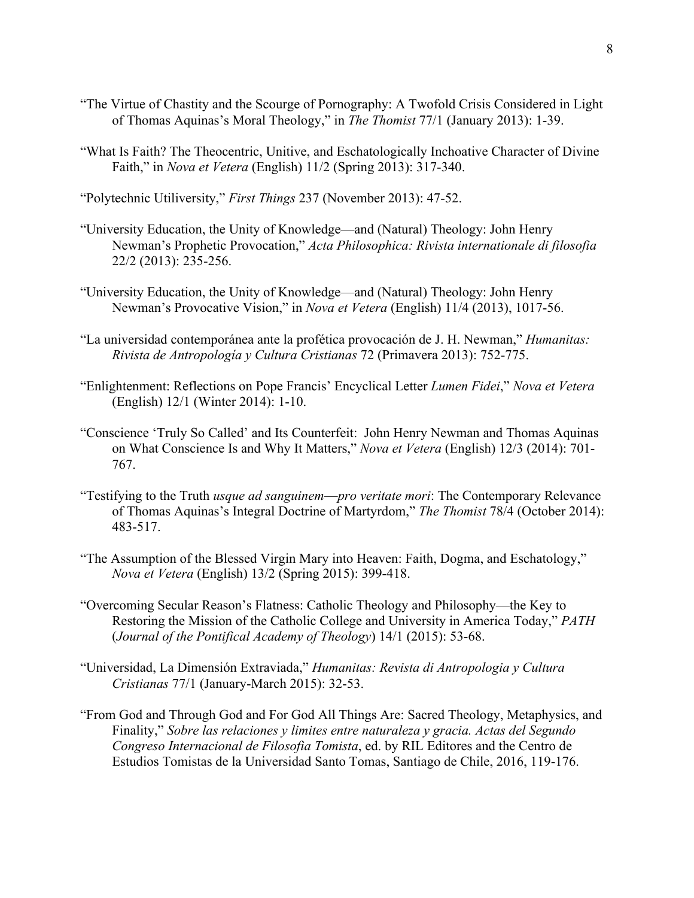"The Virtue of Chastity and the Scourge of Pornography: A Twofold Crisis Considered in Light of Thomas Aquinas's Moral Theology," in *The Thomist* 77/1 (January 2013): 1-39.

"What Is Faith? The Theocentric, Unitive, and Eschatologically Inchoative Character of Divine Faith," in *Nova et Vetera* (English) 11/2 (Spring 2013): 317-340.

"Polytechnic Utiliversity," *First Things* 237 (November 2013): 47-52.

"University Education, the Unity of Knowledge—and (Natural) Theology: John Henry Newman's Prophetic Provocation," *Acta Philosophica: Rivista internationale di filosofia* 22/2 (2013): 235-256.

"University Education, the Unity of Knowledge—and (Natural) Theology: John Henry Newman's Provocative Vision," in *Nova et Vetera* (English) 11/4 (2013), 1017-56.

"La universidad contemporánea ante la profética provocación de J. H. Newman," *Humanitas: Rivista de Antropología y Cultura Cristianas* 72 (Primavera 2013): 752-775.

"Enlightenment: Reflections on Pope Francis' Encyclical Letter *Lumen Fidei*," *Nova et Vetera* (English) 12/1 (Winter 2014): 1-10.

"Conscience 'Truly So Called' and Its Counterfeit: John Henry Newman and Thomas Aquinas on What Conscience Is and Why It Matters," *Nova et Vetera* (English) 12/3 (2014): 701-767.

"Testifying to the Truth *usque ad sanguinem—pro veritate mori*: The Contemporary Relevance of Thomas Aquinas's Integral Doctrine of Martyrdom," *The Thomist* 78/4 (October 2014): 483-517.

"The Assumption of the Blessed Virgin Mary into Heaven: Faith, Dogma, and Eschatology," *Nova et Vetera* (English) 13/2 (Spring 2015): 399-418.

"Overcoming Secular Reason's Flatness: Catholic Theology and Philosophy—the Key to Restoring the Mission of the Catholic College and University in America Today," *PATH* (*Journal of the Pontifical Academy of Theology*) 14/1 (2015): 53-68.

"Universidad, La Dimensión Extraviada," *Humanitas: Revista di Antropologia y Cultura Cristianas* 77/1 (January-March 2015): 32-53.

"From God and Through God and For God All Things Are: Sacred Theology, Metaphysics, and Finality," *Sobre las relaciones y limites entre naturaleza y gracia. Actas del Segundo Congreso Internacional de Filosofia Tomista*, ed. by RIL Editores and the Centro de Estudios Tomistas de la Universidad Santo Tomas, Santiago de Chile, 2016, 119-176.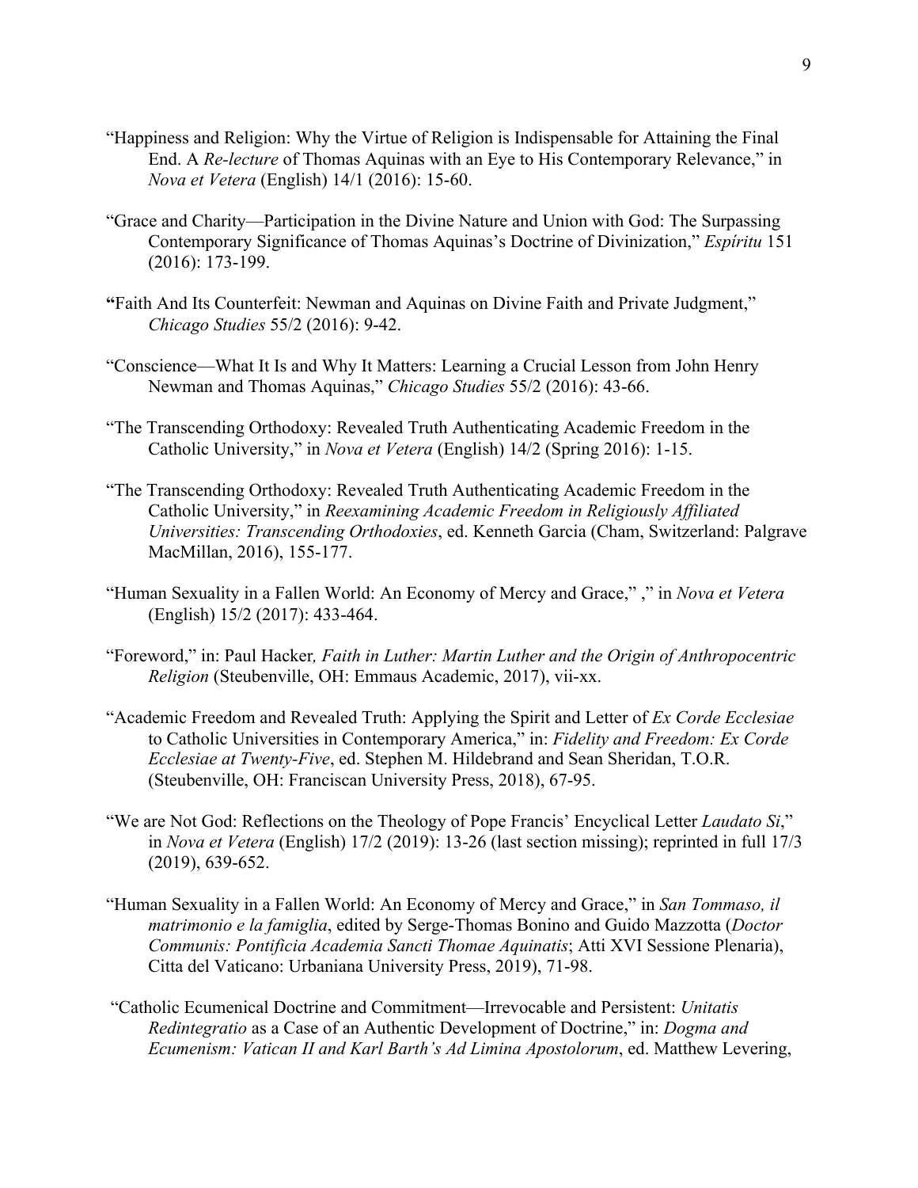“Happiness and Religion: Why the Virtue of Religion is Indispensable for Attaining the Final End. A *Re-lecture* of Thomas Aquinas with an Eye to His Contemporary Relevance,” in *Nova et Vetera* (English) 14/1 (2016): 15-60.

“Grace and Charity—Participation in the Divine Nature and Union with God: The Surpassing Contemporary Significance of Thomas Aquinas’s Doctrine of Divinization,” *Espíritu* 151 (2016): 173-199.

**“**Faith And Its Counterfeit: Newman and Aquinas on Divine Faith and Private Judgment,” *Chicago Studies* 55/2 (2016): 9-42.

“Conscience—What It Is and Why It Matters: Learning a Crucial Lesson from John Henry Newman and Thomas Aquinas,” *Chicago Studies* 55/2 (2016): 43-66.

“The Transcending Orthodoxy: Revealed Truth Authenticating Academic Freedom in the Catholic University,” in *Nova et Vetera* (English) 14/2 (Spring 2016): 1-15.

“The Transcending Orthodoxy: Revealed Truth Authenticating Academic Freedom in the Catholic University,” in *Reexamining Academic Freedom in Religiously Affiliated Universities: Transcending Orthodoxies*, ed. Kenneth Garcia (Cham, Switzerland: Palgrave MacMillan, 2016), 155-177.

“Human Sexuality in a Fallen World: An Economy of Mercy and Grace,” ,” in *Nova et Vetera* (English) 15/2 (2017): 433-464.

“Foreword,” in: Paul Hacker*, Faith in Luther: Martin Luther and the Origin of Anthropocentric Religion* (Steubenville, OH: Emmaus Academic, 2017), vii-xx.

“Academic Freedom and Revealed Truth: Applying the Spirit and Letter of *Ex Corde Ecclesiae* to Catholic Universities in Contemporary America,” in: *Fidelity and Freedom: Ex Corde Ecclesiae at Twenty-Five*, ed. Stephen M. Hildebrand and Sean Sheridan, T.O.R. (Steubenville, OH: Franciscan University Press, 2018), 67-95.

“We are Not God: Reflections on the Theology of Pope Francis’ Encyclical Letter *Laudato Si*,” in *Nova et Vetera* (English) 17/2 (2019): 13-26 (last section missing); reprinted in full 17/3 (2019), 639-652.

“Human Sexuality in a Fallen World: An Economy of Mercy and Grace,” in *San Tommaso, il matrimonio e la famiglia*, edited by Serge-Thomas Bonino and Guido Mazzotta (*Doctor Communis: Pontificia Academia Sancti Thomae Aquinatis*; Atti XVI Sessione Plenaria), Citta del Vaticano: Urbaniana University Press, 2019), 71-98.

“Catholic Ecumenical Doctrine and Commitment—Irrevocable and Persistent: *Unitatis Redintegratio* as a Case of an Authentic Development of Doctrine,” in: *Dogma and Ecumenism: Vatican II and Karl Barth’s Ad Limina Apostolorum*, ed. Matthew Levering,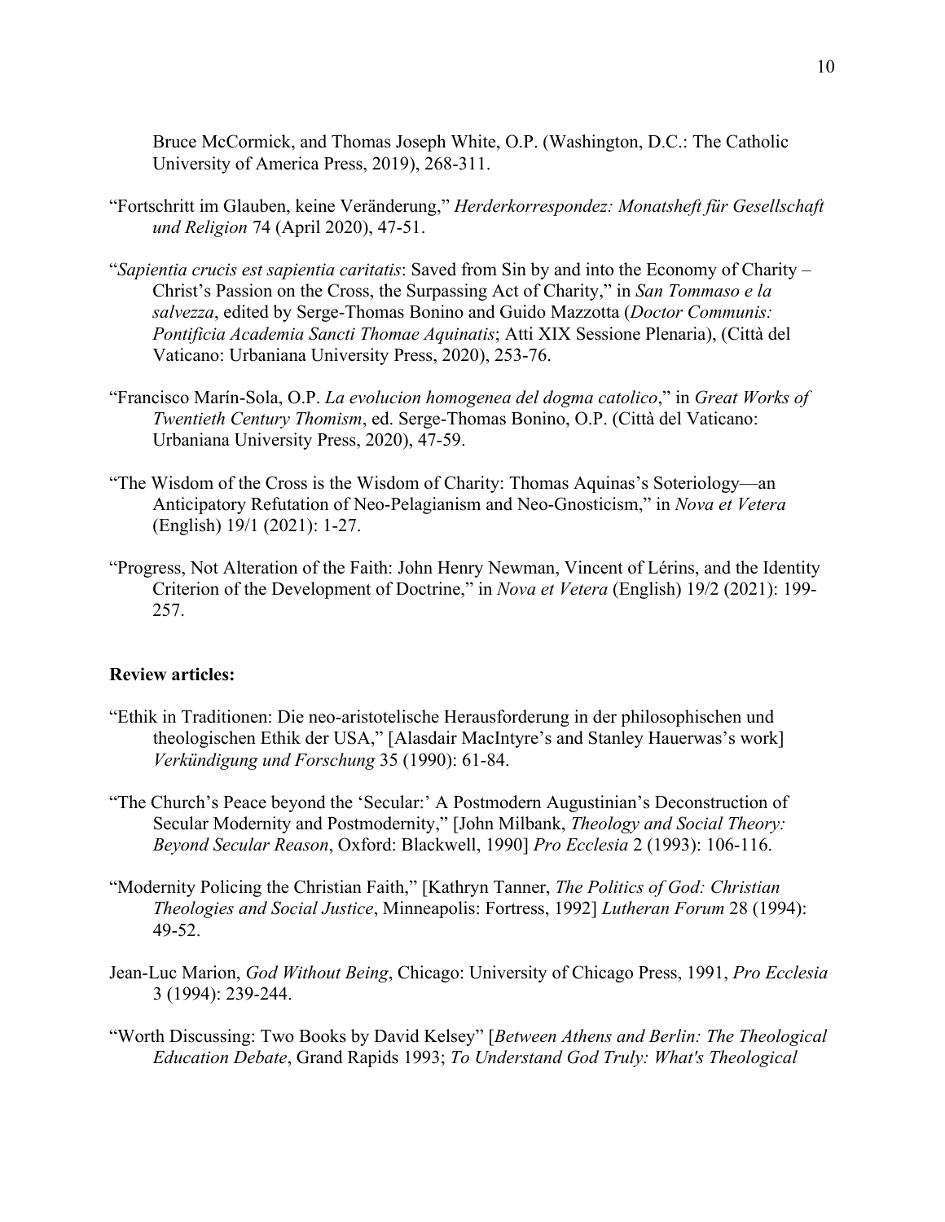Bruce McCormick, and Thomas Joseph White, O.P. (Washington, D.C.: The Catholic University of America Press, 2019), 268-311.

"Fortschritt im Glauben, keine Veränderung," *Herderkorrespondez: Monatsheft für Gesellschaft und Religion* 74 (April 2020), 47-51.

"*Sapientia crucis est sapientia caritatis*: Saved from Sin by and into the Economy of Charity – Christ's Passion on the Cross, the Surpassing Act of Charity," in *San Tommaso e la salvezza*, edited by Serge-Thomas Bonino and Guido Mazzotta (*Doctor Communis: Pontificia Academia Sancti Thomae Aquinatis*; Atti XIX Sessione Plenaria), (Città del Vaticano: Urbaniana University Press, 2020), 253-76.

"Francisco Marín-Sola, O.P. *La evolucion homogenea del dogma catolico*," in *Great Works of Twentieth Century Thomism*, ed. Serge-Thomas Bonino, O.P. (Città del Vaticano: Urbaniana University Press, 2020), 47-59.

"The Wisdom of the Cross is the Wisdom of Charity: Thomas Aquinas's Soteriology—an Anticipatory Refutation of Neo-Pelagianism and Neo-Gnosticism," in *Nova et Vetera* (English) 19/1 (2021): 1-27.

"Progress, Not Alteration of the Faith: John Henry Newman, Vincent of Lérins, and the Identity Criterion of the Development of Doctrine," in *Nova et Vetera* (English) 19/2 (2021): 199-257.

**Review articles:**

"Ethik in Traditionen: Die neo-aristotelische Herausforderung in der philosophischen und theologischen Ethik der USA," [Alasdair MacIntyre's and Stanley Hauerwas's work] *Verkündigung und Forschung* 35 (1990): 61-84.

"The Church's Peace beyond the 'Secular:' A Postmodern Augustinian's Deconstruction of Secular Modernity and Postmodernity," [John Milbank, *Theology and Social Theory: Beyond Secular Reason*, Oxford: Blackwell, 1990] *Pro Ecclesia* 2 (1993): 106-116.

"Modernity Policing the Christian Faith," [Kathryn Tanner, *The Politics of God: Christian Theologies and Social Justice*, Minneapolis: Fortress, 1992] *Lutheran Forum* 28 (1994): 49-52.

Jean-Luc Marion, *God Without Being*, Chicago: University of Chicago Press, 1991, *Pro Ecclesia* 3 (1994): 239-244.

"Worth Discussing: Two Books by David Kelsey" [*Between Athens and Berlin: The Theological Education Debate*, Grand Rapids 1993; *To Understand God Truly: What's Theological*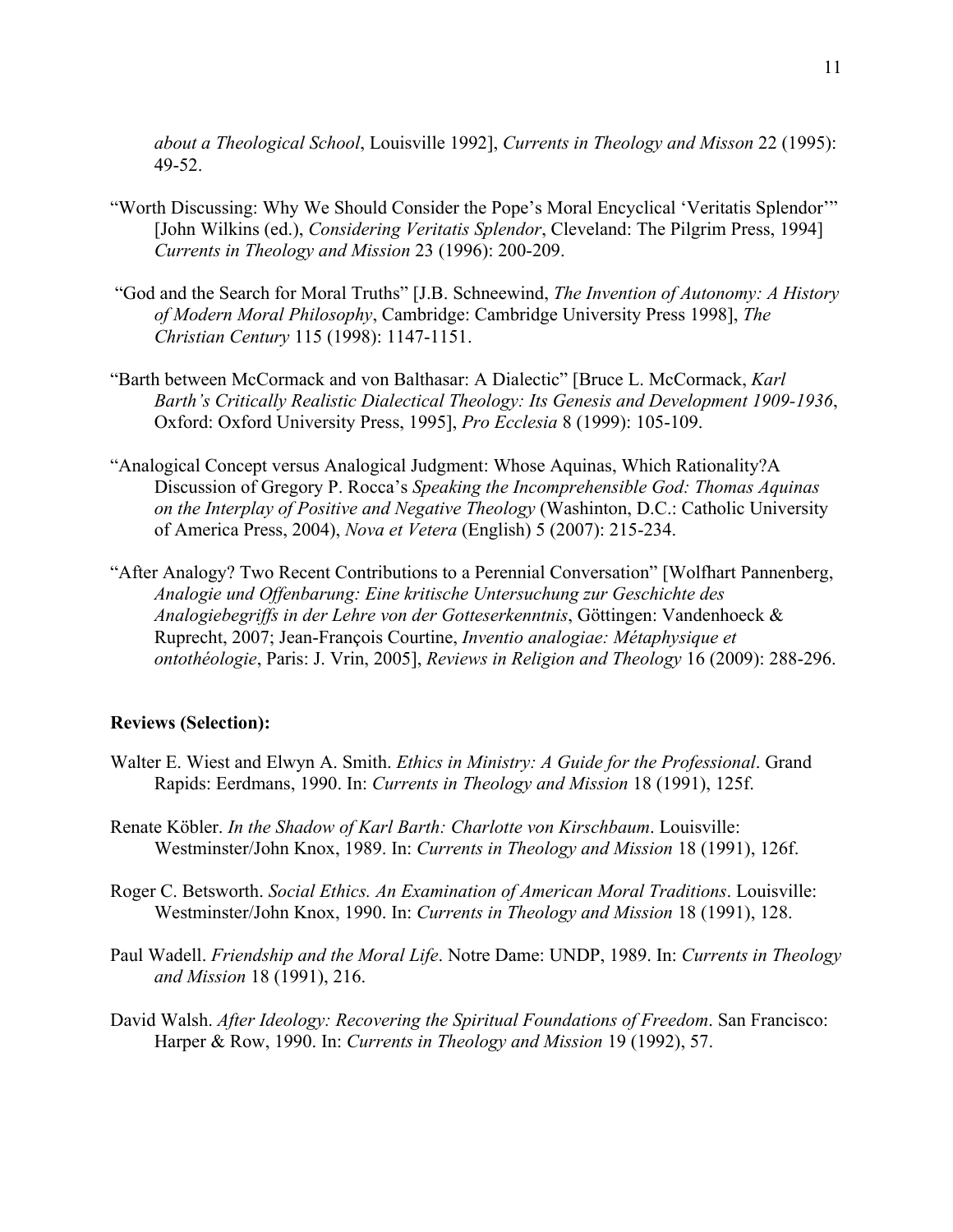*about a Theological School*, Louisville 1992], *Currents in Theology and Misson* 22 (1995): 49-52.

"Worth Discussing: Why We Should Consider the Pope's Moral Encyclical 'Veritatis Splendor'" [John Wilkins (ed.), *Considering Veritatis Splendor*, Cleveland: The Pilgrim Press, 1994] *Currents in Theology and Mission* 23 (1996): 200-209.

"God and the Search for Moral Truths" [J.B. Schneewind, *The Invention of Autonomy: A History of Modern Moral Philosophy*, Cambridge: Cambridge University Press 1998], *The Christian Century* 115 (1998): 1147-1151.

"Barth between McCormack and von Balthasar: A Dialectic" [Bruce L. McCormack, *Karl Barth's Critically Realistic Dialectical Theology: Its Genesis and Development 1909-1936*, Oxford: Oxford University Press, 1995], *Pro Ecclesia* 8 (1999): 105-109.

"Analogical Concept versus Analogical Judgment: Whose Aquinas, Which Rationality?A Discussion of Gregory P. Rocca's *Speaking the Incomprehensible God: Thomas Aquinas on the Interplay of Positive and Negative Theology* (Washinton, D.C.: Catholic University of America Press, 2004), *Nova et Vetera* (English) 5 (2007): 215-234.

"After Analogy? Two Recent Contributions to a Perennial Conversation" [Wolfhart Pannenberg, *Analogie und Offenbarung: Eine kritische Untersuchung zur Geschichte des Analogiebegriffs in der Lehre von der Gotteserkenntnis*, Göttingen: Vandenhoeck & Ruprecht, 2007; Jean-François Courtine, *Inventio analogiae: Métaphysique et ontothéologie*, Paris: J. Vrin, 2005], *Reviews in Religion and Theology* 16 (2009): 288-296.

**Reviews (Selection):**

Walter E. Wiest and Elwyn A. Smith. *Ethics in Ministry: A Guide for the Professional*. Grand Rapids: Eerdmans, 1990. In: *Currents in Theology and Mission* 18 (1991), 125f.

Renate Köbler. *In the Shadow of Karl Barth: Charlotte von Kirschbaum*. Louisville: Westminster/John Knox, 1989. In: *Currents in Theology and Mission* 18 (1991), 126f.

Roger C. Betsworth. *Social Ethics. An Examination of American Moral Traditions*. Louisville: Westminster/John Knox, 1990. In: *Currents in Theology and Mission* 18 (1991), 128.

Paul Wadell. *Friendship and the Moral Life*. Notre Dame: UNDP, 1989. In: *Currents in Theology and Mission* 18 (1991), 216.

David Walsh. *After Ideology: Recovering the Spiritual Foundations of Freedom*. San Francisco: Harper & Row, 1990. In: *Currents in Theology and Mission* 19 (1992), 57.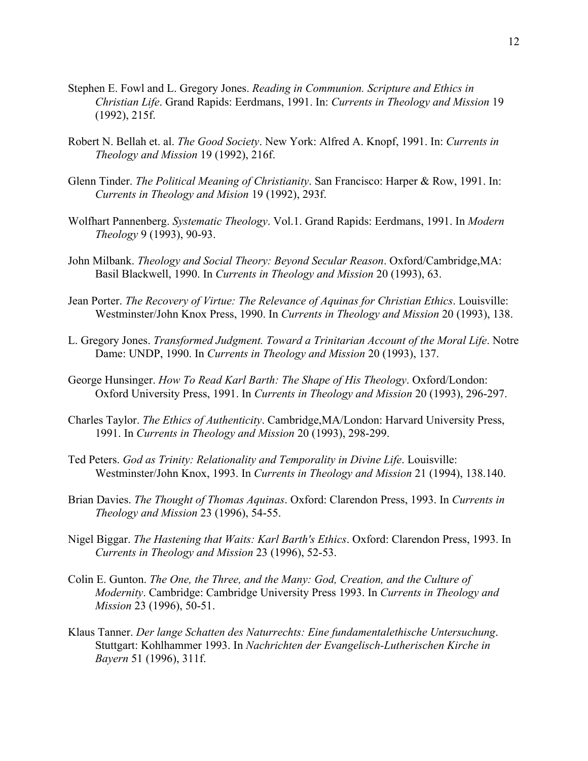Stephen E. Fowl and L. Gregory Jones. *Reading in Communion. Scripture and Ethics in Christian Life*. Grand Rapids: Eerdmans, 1991. In: *Currents in Theology and Mission* 19 (1992), 215f.

Robert N. Bellah et. al. *The Good Society*. New York: Alfred A. Knopf, 1991. In: *Currents in Theology and Mission* 19 (1992), 216f.

Glenn Tinder. *The Political Meaning of Christianity*. San Francisco: Harper & Row, 1991. In: *Currents in Theology and Mision* 19 (1992), 293f.

Wolfhart Pannenberg. *Systematic Theology*. Vol.1. Grand Rapids: Eerdmans, 1991. In *Modern Theology* 9 (1993), 90-93.

John Milbank. *Theology and Social Theory: Beyond Secular Reason*. Oxford/Cambridge,MA: Basil Blackwell, 1990. In *Currents in Theology and Mission* 20 (1993), 63.

Jean Porter. *The Recovery of Virtue: The Relevance of Aquinas for Christian Ethics*. Louisville: Westminster/John Knox Press, 1990. In *Currents in Theology and Mission* 20 (1993), 138.

L. Gregory Jones. *Transformed Judgment. Toward a Trinitarian Account of the Moral Life*. Notre Dame: UNDP, 1990. In *Currents in Theology and Mission* 20 (1993), 137.

George Hunsinger. *How To Read Karl Barth: The Shape of His Theology*. Oxford/London: Oxford University Press, 1991. In *Currents in Theology and Mission* 20 (1993), 296-297.

Charles Taylor. *The Ethics of Authenticity*. Cambridge,MA/London: Harvard University Press, 1991. In *Currents in Theology and Mission* 20 (1993), 298-299.

Ted Peters. *God as Trinity: Relationality and Temporality in Divine Life*. Louisville: Westminster/John Knox, 1993. In *Currents in Theology and Mission* 21 (1994), 138.140.

Brian Davies. *The Thought of Thomas Aquinas*. Oxford: Clarendon Press, 1993. In *Currents in Theology and Mission* 23 (1996), 54-55.

Nigel Biggar. *The Hastening that Waits: Karl Barth's Ethics*. Oxford: Clarendon Press, 1993. In *Currents in Theology and Mission* 23 (1996), 52-53.

Colin E. Gunton. *The One, the Three, and the Many: God, Creation, and the Culture of Modernity*. Cambridge: Cambridge University Press 1993. In *Currents in Theology and Mission* 23 (1996), 50-51.

Klaus Tanner. *Der lange Schatten des Naturrechts: Eine fundamentalethische Untersuchung*. Stuttgart: Kohlhammer 1993. In *Nachrichten der Evangelisch-Lutherischen Kirche in Bayern* 51 (1996), 311f.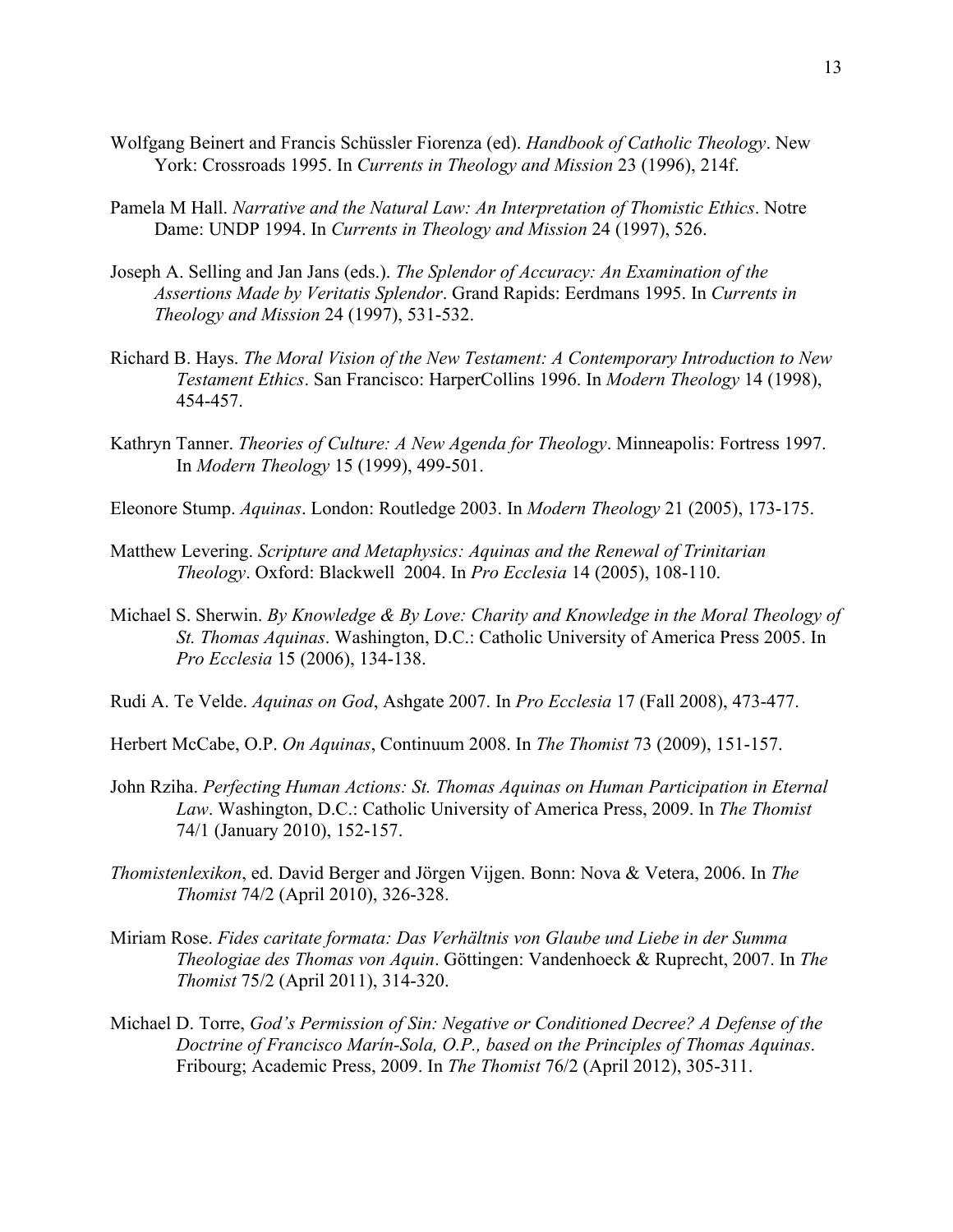Wolfgang Beinert and Francis Schüssler Fiorenza (ed). *Handbook of Catholic Theology*. New York: Crossroads 1995. In *Currents in Theology and Mission* 23 (1996), 214f.

Pamela M Hall. *Narrative and the Natural Law: An Interpretation of Thomistic Ethics*. Notre Dame: UNDP 1994. In *Currents in Theology and Mission* 24 (1997), 526.

Joseph A. Selling and Jan Jans (eds.). *The Splendor of Accuracy: An Examination of the Assertions Made by Veritatis Splendor*. Grand Rapids: Eerdmans 1995. In *Currents in Theology and Mission* 24 (1997), 531-532.

Richard B. Hays. *The Moral Vision of the New Testament: A Contemporary Introduction to New Testament Ethics*. San Francisco: HarperCollins 1996. In *Modern Theology* 14 (1998), 454-457.

Kathryn Tanner. *Theories of Culture: A New Agenda for Theology*. Minneapolis: Fortress 1997. In *Modern Theology* 15 (1999), 499-501.

Eleonore Stump. *Aquinas*. London: Routledge 2003. In *Modern Theology* 21 (2005), 173-175.

Matthew Levering. *Scripture and Metaphysics: Aquinas and the Renewal of Trinitarian Theology*. Oxford: Blackwell 2004. In *Pro Ecclesia* 14 (2005), 108-110.

Michael S. Sherwin. *By Knowledge & By Love: Charity and Knowledge in the Moral Theology of St. Thomas Aquinas*. Washington, D.C.: Catholic University of America Press 2005. In *Pro Ecclesia* 15 (2006), 134-138.

Rudi A. Te Velde. *Aquinas on God*, Ashgate 2007. In *Pro Ecclesia* 17 (Fall 2008), 473-477.

Herbert McCabe, O.P. *On Aquinas*, Continuum 2008. In *The Thomist* 73 (2009), 151-157.

John Rziha. *Perfecting Human Actions: St. Thomas Aquinas on Human Participation in Eternal Law*. Washington, D.C.: Catholic University of America Press, 2009. In *The Thomist* 74/1 (January 2010), 152-157.

*Thomistenlexikon*, ed. David Berger and Jörgen Vijgen. Bonn: Nova & Vetera, 2006. In *The Thomist* 74/2 (April 2010), 326-328.

Miriam Rose. *Fides caritate formata: Das Verhältnis von Glaube und Liebe in der Summa Theologiae des Thomas von Aquin*. Göttingen: Vandenhoeck & Ruprecht, 2007. In *The Thomist* 75/2 (April 2011), 314-320.

Michael D. Torre, *God's Permission of Sin: Negative or Conditioned Decree? A Defense of the Doctrine of Francisco Marín-Sola, O.P., based on the Principles of Thomas Aquinas*. Fribourg; Academic Press, 2009. In *The Thomist* 76/2 (April 2012), 305-311.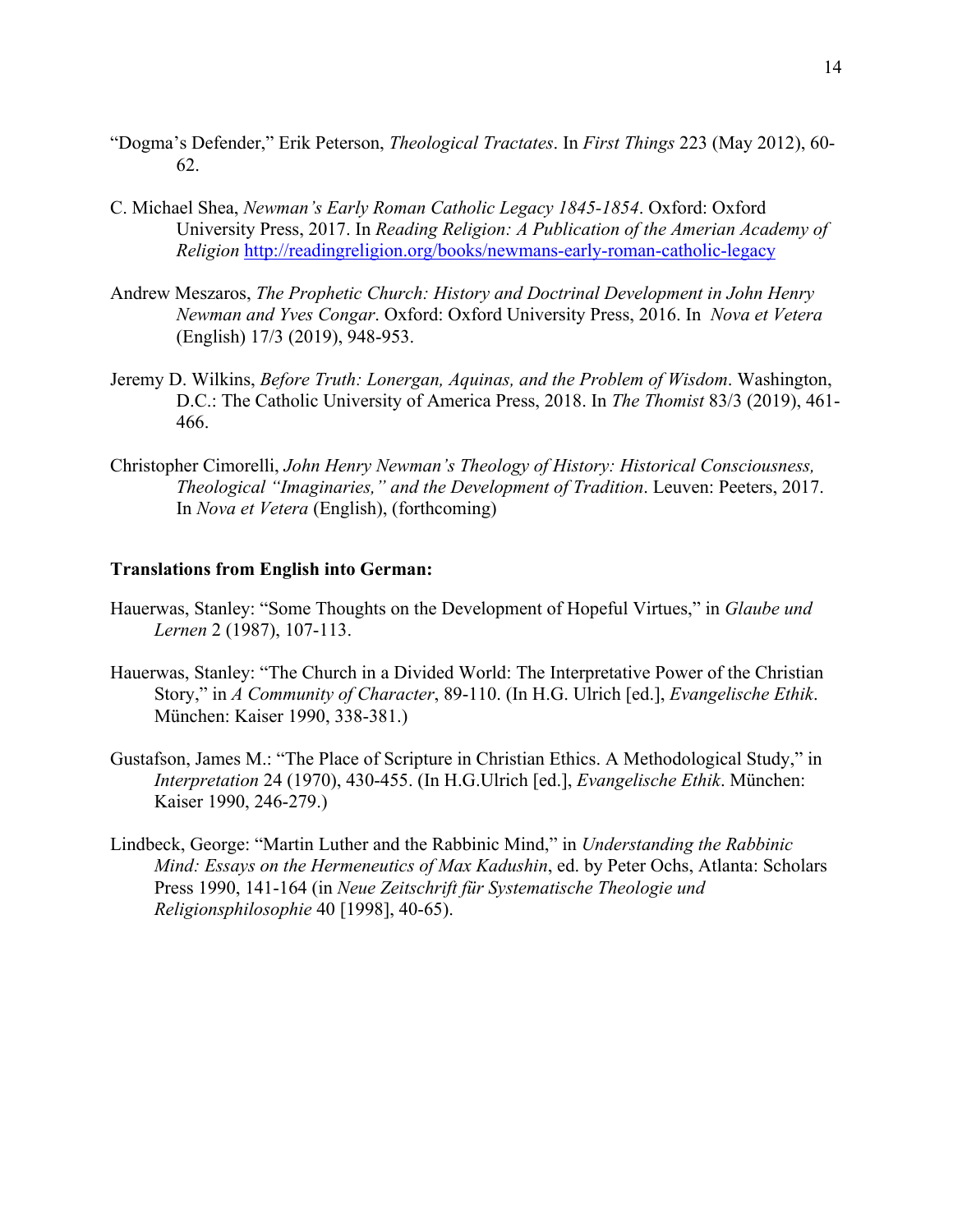"Dogma's Defender," Erik Peterson, *Theological Tractates*. In *First Things* 223 (May 2012), 60-62.

C. Michael Shea, *Newman's Early Roman Catholic Legacy 1845-1854*. Oxford: Oxford University Press, 2017. In *Reading Religion: A Publication of the Amerian Academy of Religion* http://readingreligion.org/books/newmans-early-roman-catholic-legacy

Andrew Meszaros, *The Prophetic Church: History and Doctrinal Development in John Henry Newman and Yves Congar*. Oxford: Oxford University Press, 2016. In *Nova et Vetera* (English) 17/3 (2019), 948-953.

Jeremy D. Wilkins, *Before Truth: Lonergan, Aquinas, and the Problem of Wisdom*. Washington, D.C.: The Catholic University of America Press, 2018. In *The Thomist* 83/3 (2019), 461-466.

Christopher Cimorelli, *John Henry Newman's Theology of History: Historical Consciousness, Theological "Imaginaries," and the Development of Tradition*. Leuven: Peeters, 2017. In *Nova et Vetera* (English), (forthcoming)

**Translations from English into German:**

Hauerwas, Stanley: "Some Thoughts on the Development of Hopeful Virtues," in *Glaube und Lernen* 2 (1987), 107-113.

Hauerwas, Stanley: "The Church in a Divided World: The Interpretative Power of the Christian Story," in *A Community of Character*, 89-110. (In H.G. Ulrich [ed.], *Evangelische Ethik*. München: Kaiser 1990, 338-381.)

Gustafson, James M.: "The Place of Scripture in Christian Ethics. A Methodological Study," in *Interpretation* 24 (1970), 430-455. (In H.G.Ulrich [ed.], *Evangelische Ethik*. München: Kaiser 1990, 246-279.)

Lindbeck, George: "Martin Luther and the Rabbinic Mind," in *Understanding the Rabbinic Mind: Essays on the Hermeneutics of Max Kadushin*, ed. by Peter Ochs, Atlanta: Scholars Press 1990, 141-164 (in *Neue Zeitschrift für Systematische Theologie und Religionsphilosophie* 40 [1998], 40-65).